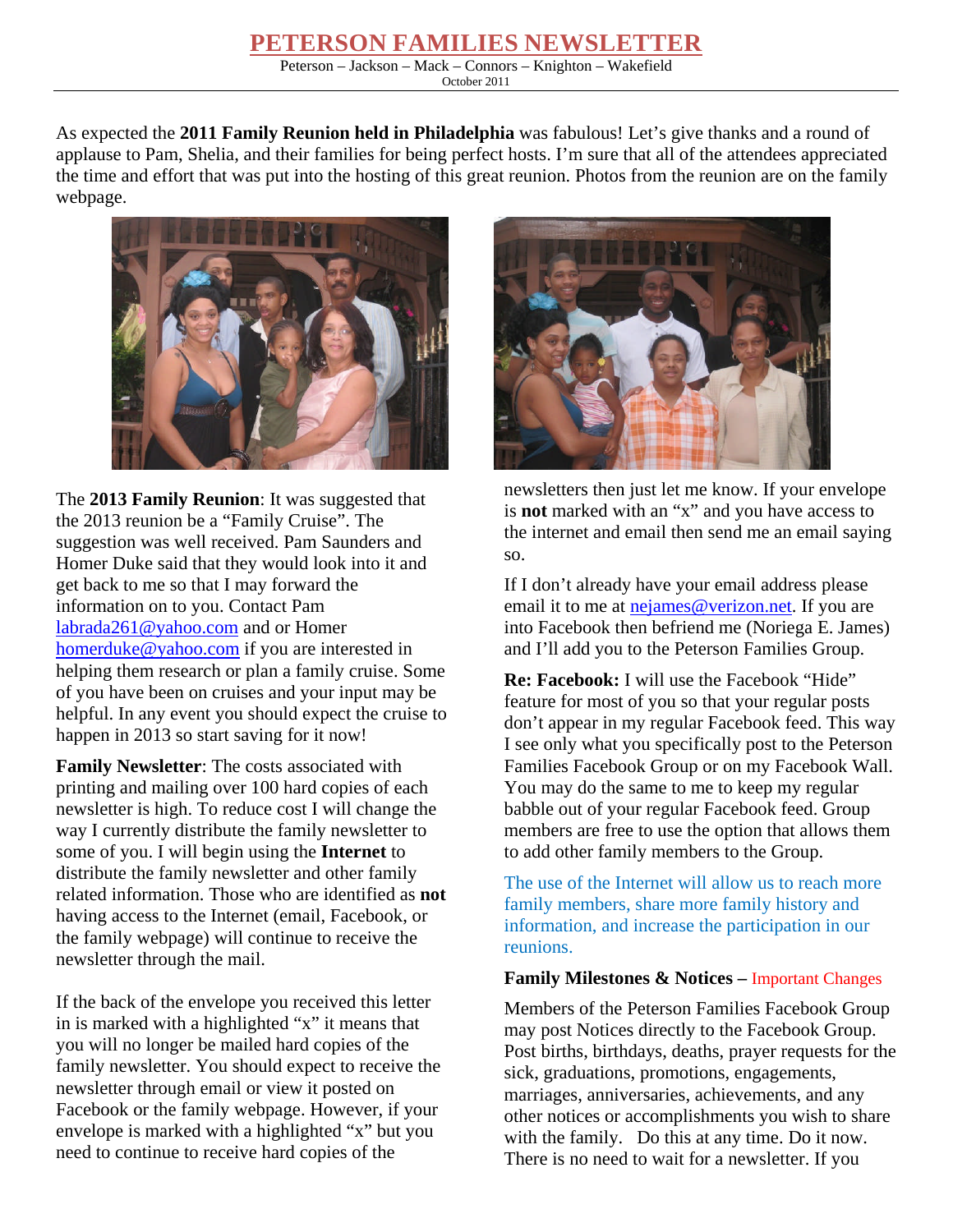# PETERSON FAMILIES NEWSLETTER

Peterson – Jackson – Mack – Connors – Knighton – Wakefield

October 2011

As expected the **2011 Family Reunion held in Philadelphia** was fabulous! Let's give thanks and a round of applause to Pam, Shelia, and their families for being perfect hosts. I'm sure that all of the attendees appreciated the time and effort that was put into the hosting of this great reunion. Photos from the reunion are on the family webpage.

The **2013 Family Reunion**: It was suggested that the 2013 reunion be a "Family Cruise". The suggestion was well received. Pam Saunders and Homer Duke said that they would look into it and get back to me so that I may forward the information on to you. Contact Pam labrada261@yahoo.com and or Homer homerduke@yahoo.com if you are interested in helping them research or plan a family cruise. Some of you have been on cruises and your input may be helpful. In any event you should expect the cruise to happen in 2013 so start saving for it now!

**Family Newsletter**: The costs associated with printing and mailing over 100 hard copies of each newsletter is high. To reduce cost I will change the way I currently distribute the family newsletter to some of you. I will begin using the **Internet** to distribute the family newsletter and other family related information. Those who are identified as **not** having access to the Internet (email, Facebook, or the family webpage) will continue to receive the newsletter through the mail.

If the back of the envelope you received this letter in is marked with a highlighted "x" it means that you will no longer be mailed hard copies of the family newsletter. You should expect to receive the newsletter through email or view it posted on Facebook or the family webpage. However, if your envelope is marked with a highlighted "x" but you need to continue to receive hard copies of the newsletters then just let me know. If your envelope is **not** marked with an "x" and you have access to the internet and email then send me an email saying so.

If I don't already have your email address please email it to me at nejames@verizon.net. If you are into Facebook then befriend me (Noriega E. James) and I'll add you to the Peterson Families Group.

**Re: Facebook:** I will use the Facebook "Hide" feature for most of you so that your regular posts don't appear in my regular Facebook feed. This way I see only what you specifically post to the Peterson Families Facebook Group or on my Facebook Wall. You may do the same to me to keep my regular babble out of your regular Facebook feed. Group members are free to use the option that allows them to add other family members to the Group.

The use of the Internet will allow us to reach more family members, share more family history and information, and increase the participation in our reunions.

**Family Milestones & Notices –** Important Changes

Members of the Peterson Families Facebook Group may post Notices directly to the Facebook Group. Post births, birthdays, deaths, prayer requests for the sick, graduations, promotions, engagements, marriages, anniversaries, achievements, and any other notices or accomplishments you wish to share with the family. Do this at any time. Do it now. There is no need to wait for a newsletter. If you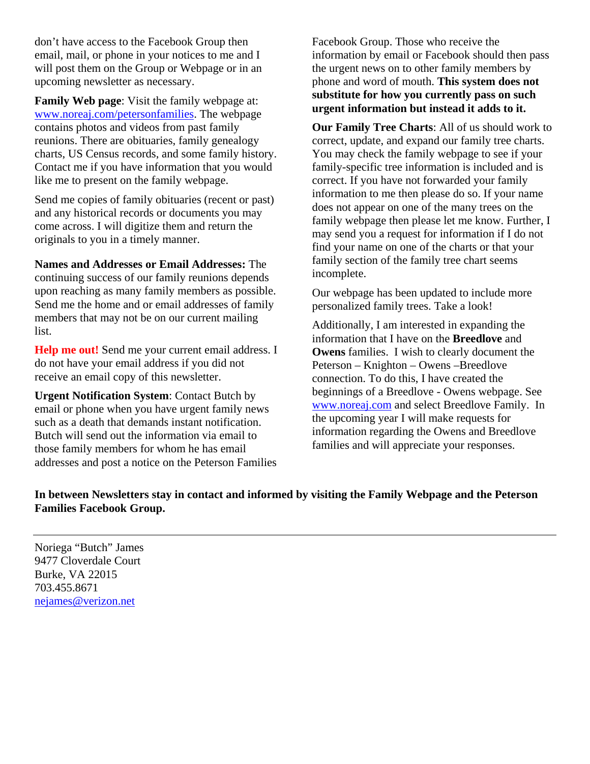don't have access to the Facebook Group then email, mail, or phone in your notices to me and I will post them on the Group or Webpage or in an upcoming newsletter as necessary.

**Family Web page**: Visit the family webpage at: [www.noreaj.com/petersonfamilies](www.noreaj.com/petersonfamilies). The webpage contains photos and videos from past family reunions. There are obituaries, family genealogy charts, US Census records, and some family history. Contact me if you have information that you would like me to present on the family webpage.

Send me copies of family obituaries (recent or past) and any historical records or documents you may come across. I will digitize them and return the originals to you in a timely manner.

**Names and Addresses or Email Addresses:** The continuing success of our family reunions depends upon reaching as many family members as possible. Send me the home and or email addresses of family members that may not be on our current mailing list.

**Help me out!** Send me your current email address. I do not have your email address if you did not receive an email copy of this newsletter.

**Urgent Notification System**: Contact Butch by email or phone when you have urgent family news such as a death that demands instant notification. Butch will send out the information via email to those family members for whom he has email addresses and post a notice on the Peterson Families Facebook Group. Those who receive the information by email or Facebook should then pass the urgent news on to other family members by phone and word of mouth. **This system does not substitute for how you currently pass on such urgent information but instead it adds to it.**

**Our Family Tree Charts**: All of us should work to correct, update, and expand our family tree charts. You may check the family webpage to see if your family-specific tree information is included and is correct. If you have not forwarded your family information to me then please do so. If your name does not appear on one of the many trees on the family webpage then please let me know. Further, I may send you a request for information if I do not find your name on one of the charts or that your family section of the family tree chart seems incomplete.

Our webpage has been updated to include more personalized family trees. Take a look!

Additionally, I am interested in expanding the information that I have on the **Breedlove** and **Owens** families. I wish to clearly document the Peterson – Knighton – Owens –Breedlove connection. To do this, I have created the beginnings of a Breedlove - Owens webpage. See [www.noreaj.com](www.noreaj.com) and select Breedlove Family. In the upcoming year I will make requests for information regarding the Owens and Breedlove families and will appreciate your responses.

**In between Newsletters stay in contact and informed by visiting the Family Webpage and the Peterson Families Facebook Group.**

---

Noriega "Butch" James
9477 Cloverdale Court
Burke, VA 22015
703.455.8671
[nejames@verizon.net](mailto:nejames@verizon.net)